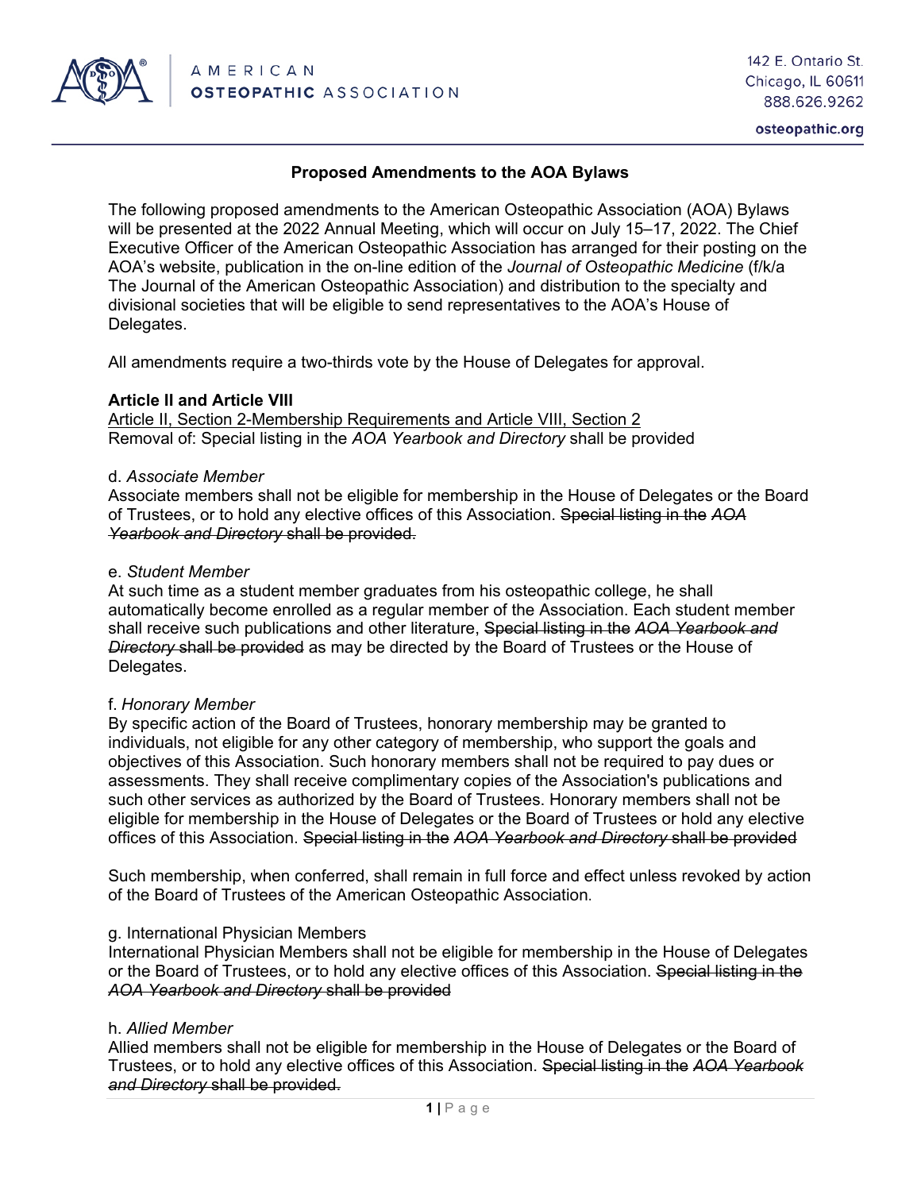## Proposed Amendments to the AOA Bylaws

The following proposed amendments to the American Osteopathic Association (AOA) Bylaws will be presented at the 2022 Annual Meeting, which will occur on July 15–17, 2022. The Chief Executive Officer of the American Osteopathic Association has arranged for their posting on the AOA's website, publication in the on-line edition of the *Journal of Osteopathic Medicine* (f/k/a The Journal of the American Osteopathic Association) and distribution to the specialty and divisional societies that will be eligible to send representatives to the AOA's House of Delegates.

All amendments require a two-thirds vote by the House of Delegates for approval.

### Article II and Article VIII

<u>Article II, Section 2-Membership Requirements and Article VIII, Section 2</u>
Removal of: Special listing in the *AOA Yearbook and Directory* shall be provided

d. *Associate Member*
Associate members shall not be eligible for membership in the House of Delegates or the Board of Trustees, or to hold any elective offices of this Association. ~~Special listing in the *AOA Yearbook and Directory* shall be provided.~~

e. *Student Member*
At such time as a student member graduates from his osteopathic college, he shall automatically become enrolled as a regular member of the Association. Each student member shall receive such publications and other literature, ~~Special listing in the *AOA Yearbook and Directory* shall be provided~~ as may be directed by the Board of Trustees or the House of Delegates.

f. *Honorary Member*
By specific action of the Board of Trustees, honorary membership may be granted to individuals, not eligible for any other category of membership, who support the goals and objectives of this Association. Such honorary members shall not be required to pay dues or assessments. They shall receive complimentary copies of the Association's publications and such other services as authorized by the Board of Trustees. Honorary members shall not be eligible for membership in the House of Delegates or the Board of Trustees or hold any elective offices of this Association. ~~Special listing in the *AOA Yearbook and Directory* shall be provided~~

Such membership, when conferred, shall remain in full force and effect unless revoked by action of the Board of Trustees of the American Osteopathic Association.

g. International Physician Members
International Physician Members shall not be eligible for membership in the House of Delegates or the Board of Trustees, or to hold any elective offices of this Association. ~~Special listing in the *AOA Yearbook and Directory* shall be provided~~

h. *Allied Member*
Allied members shall not be eligible for membership in the House of Delegates or the Board of Trustees, or to hold any elective offices of this Association. ~~Special listing in the *AOA Yearbook and Directory* shall be provided.~~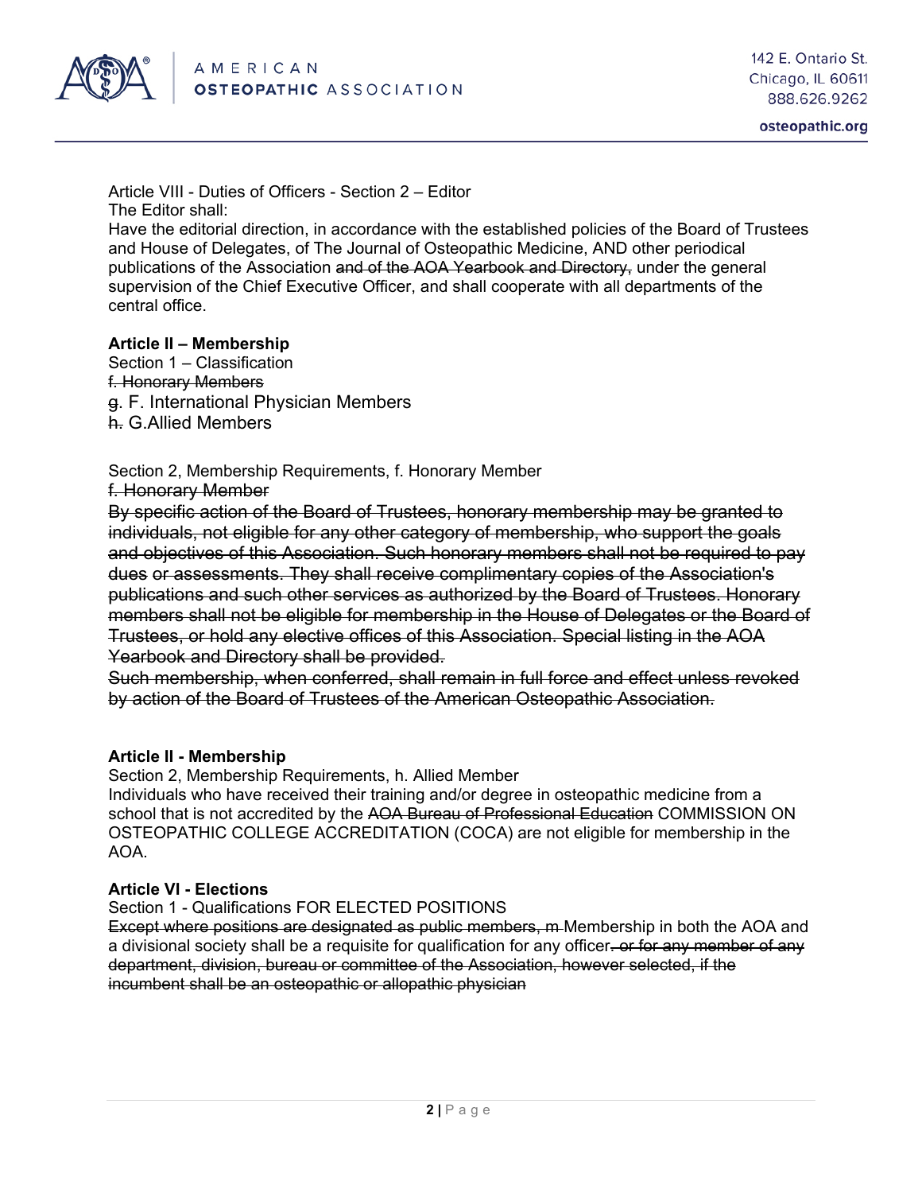Article VIII - Duties of Officers - Section 2 – Editor
The Editor shall:
Have the editorial direction, in accordance with the established policies of the Board of Trustees and House of Delegates, of The Journal of Osteopathic Medicine, AND other periodical publications of the Association ~~and of the AOA Yearbook and Directory,~~ under the general supervision of the Chief Executive Officer, and shall cooperate with all departments of the central office.

**Article II – Membership**

Section 1 – Classification
~~f. Honorary Members~~
~~g.~~ F. International Physician Members
~~h.~~ G.Allied Members

Section 2, Membership Requirements, f. Honorary Member
~~f. Honorary Member~~
~~By specific action of the Board of Trustees, honorary membership may be granted to individuals, not eligible for any other category of membership, who support the goals and objectives of this Association. Such honorary members shall not be required to pay dues or assessments. They shall receive complimentary copies of the Association's publications and such other services as authorized by the Board of Trustees. Honorary members shall not be eligible for membership in the House of Delegates or the Board of Trustees, or hold any elective offices of this Association. Special listing in the AOA Yearbook and Directory shall be provided.~~
~~Such membership, when conferred, shall remain in full force and effect unless revoked by action of the Board of Trustees of the American Osteopathic Association.~~

**Article II - Membership**

Section 2, Membership Requirements, h. Allied Member
Individuals who have received their training and/or degree in osteopathic medicine from a school that is not accredited by the ~~AOA Bureau of Professional Education~~ COMMISSION ON OSTEOPATHIC COLLEGE ACCREDITATION (COCA) are not eligible for membership in the AOA.

**Article VI - Elections**

Section 1 - Qualifications FOR ELECTED POSITIONS
~~Except where positions are designated as public members, m~~ Membership in both the AOA and a divisional society shall be a requisite for qualification for any officer~~. or for any member of any department, division, bureau or committee of the Association, however selected, if the incumbent shall be an osteopathic or allopathic physician~~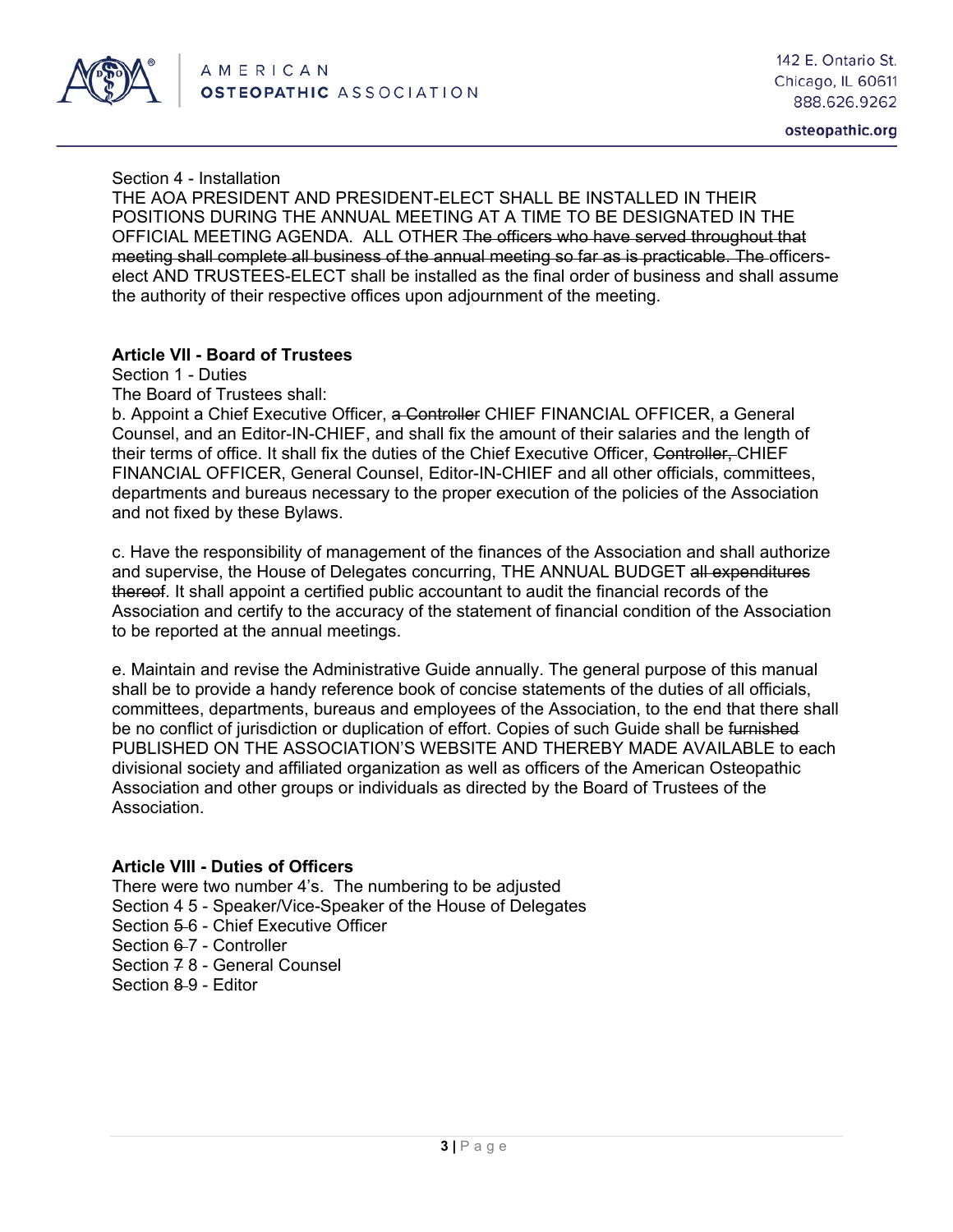Section 4 - Installation

THE AOA PRESIDENT AND PRESIDENT-ELECT SHALL BE INSTALLED IN THEIR POSITIONS DURING THE ANNUAL MEETING AT A TIME TO BE DESIGNATED IN THE OFFICIAL MEETING AGENDA. ALL OTHER ~~The officers who have served throughout that meeting shall complete all business of the annual meeting so far as is practicable. The~~ officers-elect AND TRUSTEES-ELECT shall be installed as the final order of business and shall assume the authority of their respective offices upon adjournment of the meeting.

**Article VII - Board of Trustees**

Section 1 - Duties

The Board of Trustees shall:

b. Appoint a Chief Executive Officer, ~~a Controller~~ CHIEF FINANCIAL OFFICER, a General Counsel, and an Editor-IN-CHIEF, and shall fix the amount of their salaries and the length of their terms of office. It shall fix the duties of the Chief Executive Officer, ~~Controller,~~ CHIEF FINANCIAL OFFICER, General Counsel, Editor-IN-CHIEF and all other officials, committees, departments and bureaus necessary to the proper execution of the policies of the Association and not fixed by these Bylaws.

c. Have the responsibility of management of the finances of the Association and shall authorize and supervise, the House of Delegates concurring, THE ANNUAL BUDGET ~~all expenditures thereof~~. It shall appoint a certified public accountant to audit the financial records of the Association and certify to the accuracy of the statement of financial condition of the Association to be reported at the annual meetings.

e. Maintain and revise the Administrative Guide annually. The general purpose of this manual shall be to provide a handy reference book of concise statements of the duties of all officials, committees, departments, bureaus and employees of the Association, to the end that there shall be no conflict of jurisdiction or duplication of effort. Copies of such Guide shall be ~~furnished~~ PUBLISHED ON THE ASSOCIATION'S WEBSITE AND THEREBY MADE AVAILABLE to each divisional society and affiliated organization as well as officers of the American Osteopathic Association and other groups or individuals as directed by the Board of Trustees of the Association.

**Article VIII - Duties of Officers**

There were two number 4's. The numbering to be adjusted

Section ~~4~~ 5 - Speaker/Vice-Speaker of the House of Delegates

Section ~~5~~ 6 - Chief Executive Officer

Section ~~6~~ 7 - Controller

Section ~~7~~ 8 - General Counsel

Section ~~8~~ 9 - Editor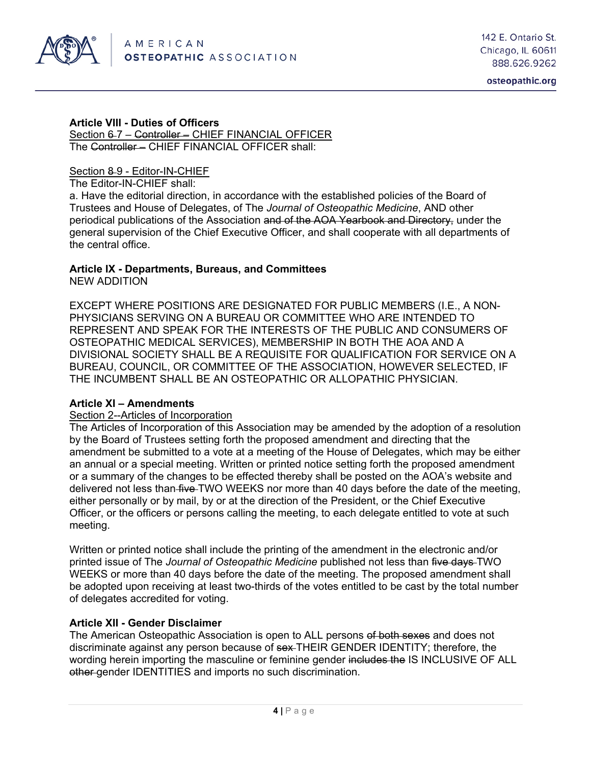**Article VIII - Duties of Officers**

<u>Section ~~6~~ 7 – ~~Controller –~~ CHIEF FINANCIAL OFFICER</u>

The ~~Controller –~~ CHIEF FINANCIAL OFFICER shall:

<u>Section ~~8~~ 9 - Editor-IN-CHIEF</u>

The Editor-IN-CHIEF shall:

a. Have the editorial direction, in accordance with the established policies of the Board of Trustees and House of Delegates, of The *Journal of Osteopathic Medicine*, AND other periodical publications of the Association ~~and of the AOA Yearbook and Directory,~~ under the general supervision of the Chief Executive Officer, and shall cooperate with all departments of the central office.

**Article IX - Departments, Bureaus, and Committees**

NEW ADDITION

EXCEPT WHERE POSITIONS ARE DESIGNATED FOR PUBLIC MEMBERS (I.E., A NON-PHYSICIANS SERVING ON A BUREAU OR COMMITTEE WHO ARE INTENDED TO REPRESENT AND SPEAK FOR THE INTERESTS OF THE PUBLIC AND CONSUMERS OF OSTEOPATHIC MEDICAL SERVICES), MEMBERSHIP IN BOTH THE AOA AND A DIVISIONAL SOCIETY SHALL BE A REQUISITE FOR QUALIFICATION FOR SERVICE ON A BUREAU, COUNCIL, OR COMMITTEE OF THE ASSOCIATION, HOWEVER SELECTED, IF THE INCUMBENT SHALL BE AN OSTEOPATHIC OR ALLOPATHIC PHYSICIAN.

**Article XI – Amendments**

<u>Section 2--Articles of Incorporation</u>

The Articles of Incorporation of this Association may be amended by the adoption of a resolution by the Board of Trustees setting forth the proposed amendment and directing that the amendment be submitted to a vote at a meeting of the House of Delegates, which may be either an annual or a special meeting. Written or printed notice setting forth the proposed amendment or a summary of the changes to be effected thereby shall be posted on the AOA's website and delivered not less than ~~five~~ TWO WEEKS nor more than 40 days before the date of the meeting, either personally or by mail, by or at the direction of the President, or the Chief Executive Officer, or the officers or persons calling the meeting, to each delegate entitled to vote at such meeting.

Written or printed notice shall include the printing of the amendment in the electronic and/or printed issue of The *Journal of Osteopathic Medicine* published not less than ~~five days~~ TWO WEEKS or more than 40 days before the date of the meeting. The proposed amendment shall be adopted upon receiving at least two-thirds of the votes entitled to be cast by the total number of delegates accredited for voting.

**Article XII - Gender Disclaimer**

The American Osteopathic Association is open to ALL persons ~~of both sexes~~ and does not discriminate against any person because of ~~sex~~ THEIR GENDER IDENTITY; therefore, the wording herein importing the masculine or feminine gender ~~includes the~~ IS INCLUSIVE OF ALL ~~other~~ gender IDENTITIES and imports no such discrimination.